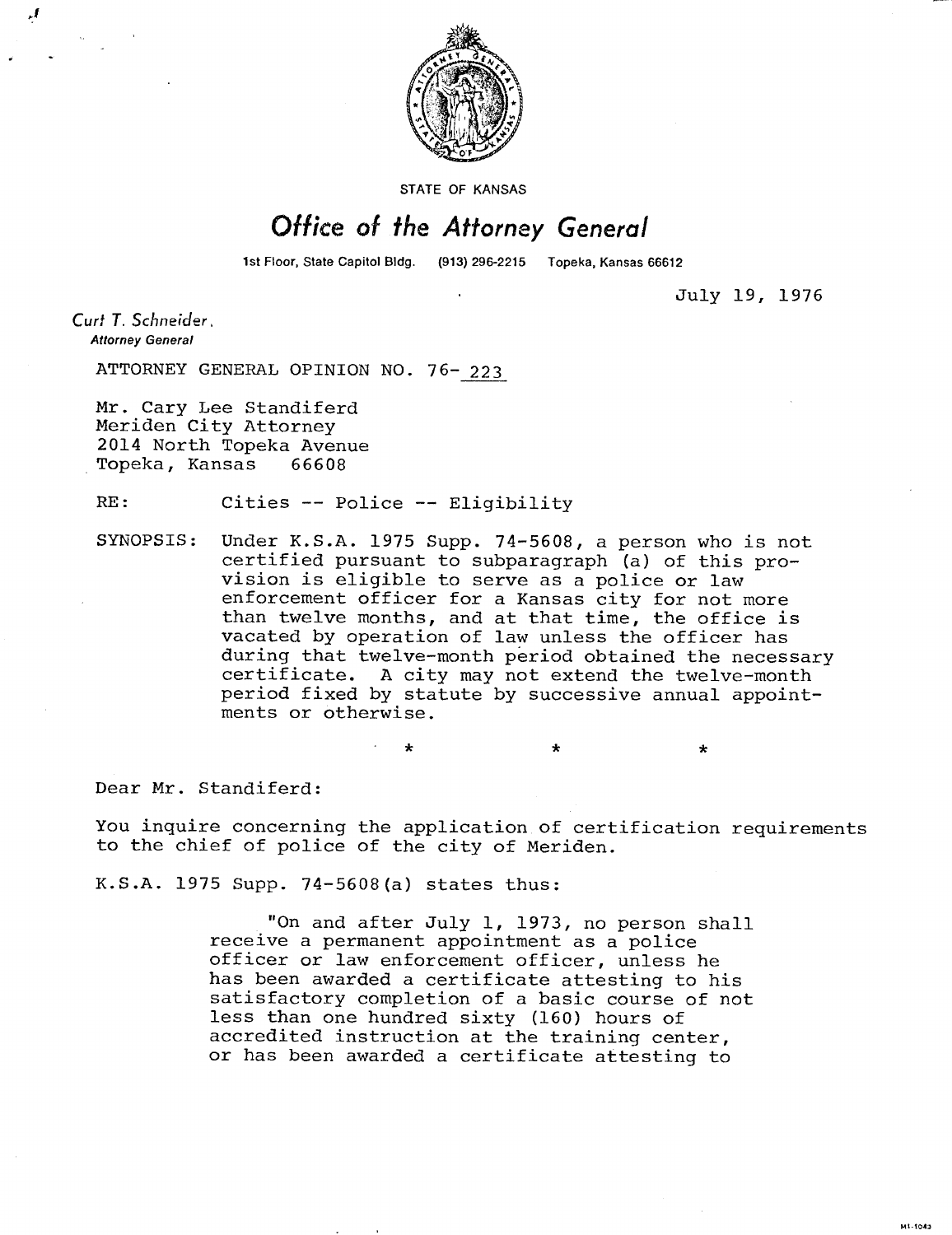STATE OF KANSAS

# Office of the Attorney General

1st Floor, State Capitol Bldg. (913) 296-2215 Topeka, Kansas 66612

July 19, 1976

*Curt T. Schneider,*
***Attorney General***

ATTORNEY GENERAL OPINION NO. 76-223

Mr. Cary Lee Standiferd
Meriden City Attorney
2014 North Topeka Avenue
Topeka, Kansas 66608

RE: Cities -- Police -- Eligibility

SYNOPSIS: Under K.S.A. 1975 Supp. 74-5608, a person who is not certified pursuant to subparagraph (a) of this provision is eligible to serve as a police or law enforcement officer for a Kansas city for not more than twelve months, and at that time, the office is vacated by operation of law unless the officer has during that twelve-month period obtained the necessary certificate. A city may not extend the twelve-month period fixed by statute by successive annual appointments or otherwise.

\* \* \*

Dear Mr. Standiferd:

You inquire concerning the application of certification requirements to the chief of police of the city of Meriden.

K.S.A. 1975 Supp. 74-5608(a) states thus:

> "On and after July 1, 1973, no person shall receive a permanent appointment as a police officer or law enforcement officer, unless he has been awarded a certificate attesting to his satisfactory completion of a basic course of not less than one hundred sixty (160) hours of accredited instruction at the training center, or has been awarded a certificate attesting to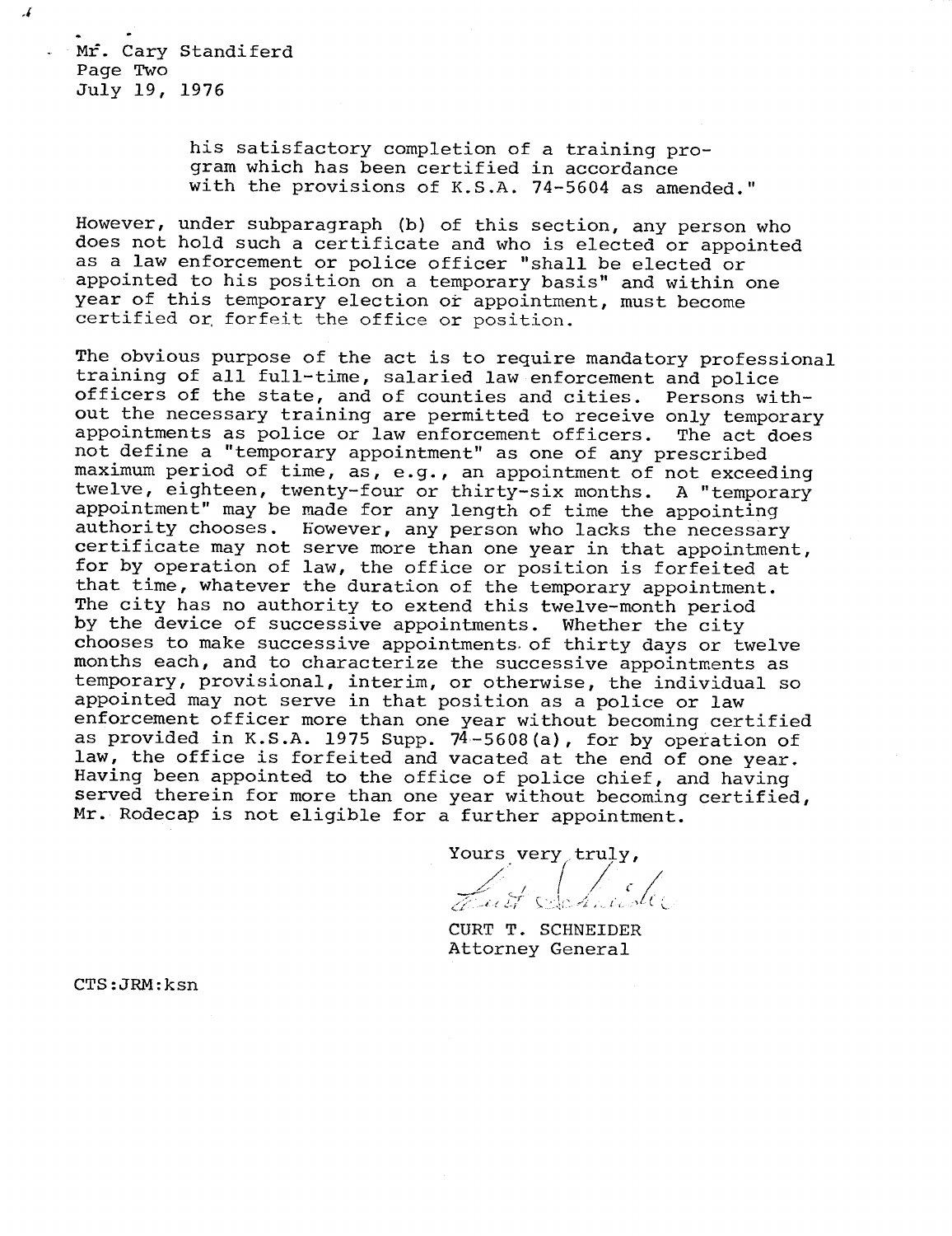Mr. Cary Standiferd
Page Two
July 19, 1976

> his satisfactory completion of a training program which has been certified in accordance with the provisions of K.S.A. 74-5604 as amended."

However, under subparagraph (b) of this section, any person who does not hold such a certificate and who is elected or appointed as a law enforcement or police officer "shall be elected or appointed to his position on a temporary basis" and within one year of this temporary election or appointment, must become certified or forfeit the office or position.

The obvious purpose of the act is to require mandatory professional training of all full-time, salaried law enforcement and police officers of the state, and of counties and cities. Persons without the necessary training are permitted to receive only temporary appointments as police or law enforcement officers. The act does not define a "temporary appointment" as one of any prescribed maximum period of time, as, e.g., an appointment of not exceeding twelve, eighteen, twenty-four or thirty-six months. A "temporary appointment" may be made for any length of time the appointing authority chooses. However, any person who lacks the necessary certificate may not serve more than one year in that appointment, for by operation of law, the office or position is forfeited at that time, whatever the duration of the temporary appointment. The city has no authority to extend this twelve-month period by the device of successive appointments. Whether the city chooses to make successive appointments of thirty days or twelve months each, and to characterize the successive appointments as temporary, provisional, interim, or otherwise, the individual so appointed may not serve in that position as a police or law enforcement officer more than one year without becoming certified as provided in K.S.A. 1975 Supp. 74-5608(a), for by operation of law, the office is forfeited and vacated at the end of one year. Having been appointed to the office of police chief, and having served therein for more than one year without becoming certified, Mr. Rodecap is not eligible for a further appointment.

Yours very truly,

CURT T. SCHNEIDER
Attorney General

CTS:JRM:ksn